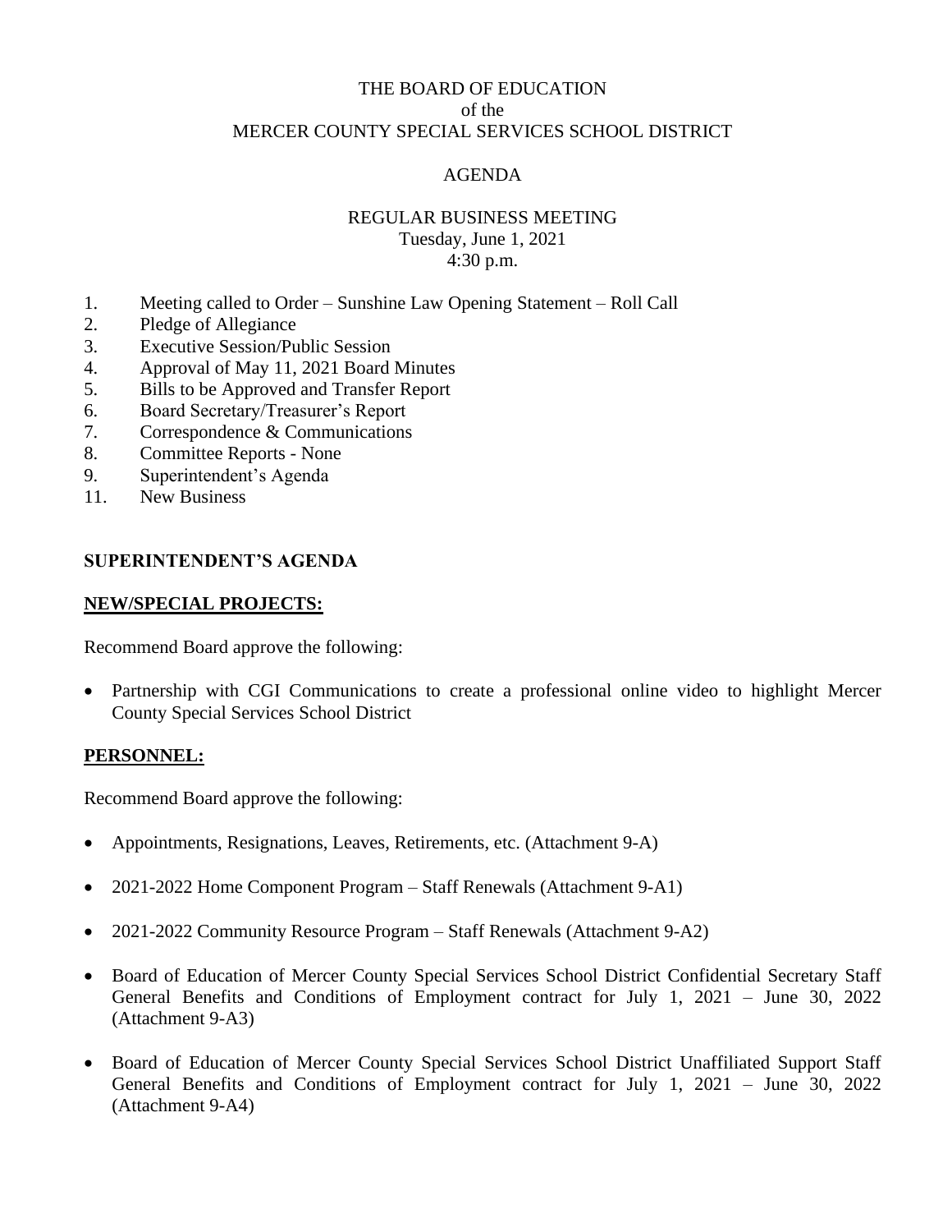THE BOARD OF EDUCATION
of the
MERCER COUNTY SPECIAL SERVICES SCHOOL DISTRICT

AGENDA

REGULAR BUSINESS MEETING
Tuesday, June 1, 2021
4:30 p.m.

1. Meeting called to Order – Sunshine Law Opening Statement – Roll Call
2. Pledge of Allegiance
3. Executive Session/Public Session
4. Approval of May 11, 2021 Board Minutes
5. Bills to be Approved and Transfer Report
6. Board Secretary/Treasurer's Report
7. Correspondence & Communications
8. Committee Reports - None
9. Superintendent's Agenda
11. New Business

**SUPERINTENDENT'S AGENDA**

**NEW/SPECIAL PROJECTS:**

Recommend Board approve the following:

- Partnership with CGI Communications to create a professional online video to highlight Mercer County Special Services School District

**PERSONNEL:**

Recommend Board approve the following:

- Appointments, Resignations, Leaves, Retirements, etc. (Attachment 9-A)
- 2021-2022 Home Component Program – Staff Renewals (Attachment 9-A1)
- 2021-2022 Community Resource Program – Staff Renewals (Attachment 9-A2)
- Board of Education of Mercer County Special Services School District Confidential Secretary Staff General Benefits and Conditions of Employment contract for July 1, 2021 – June 30, 2022 (Attachment 9-A3)
- Board of Education of Mercer County Special Services School District Unaffiliated Support Staff General Benefits and Conditions of Employment contract for July 1, 2021 – June 30, 2022 (Attachment 9-A4)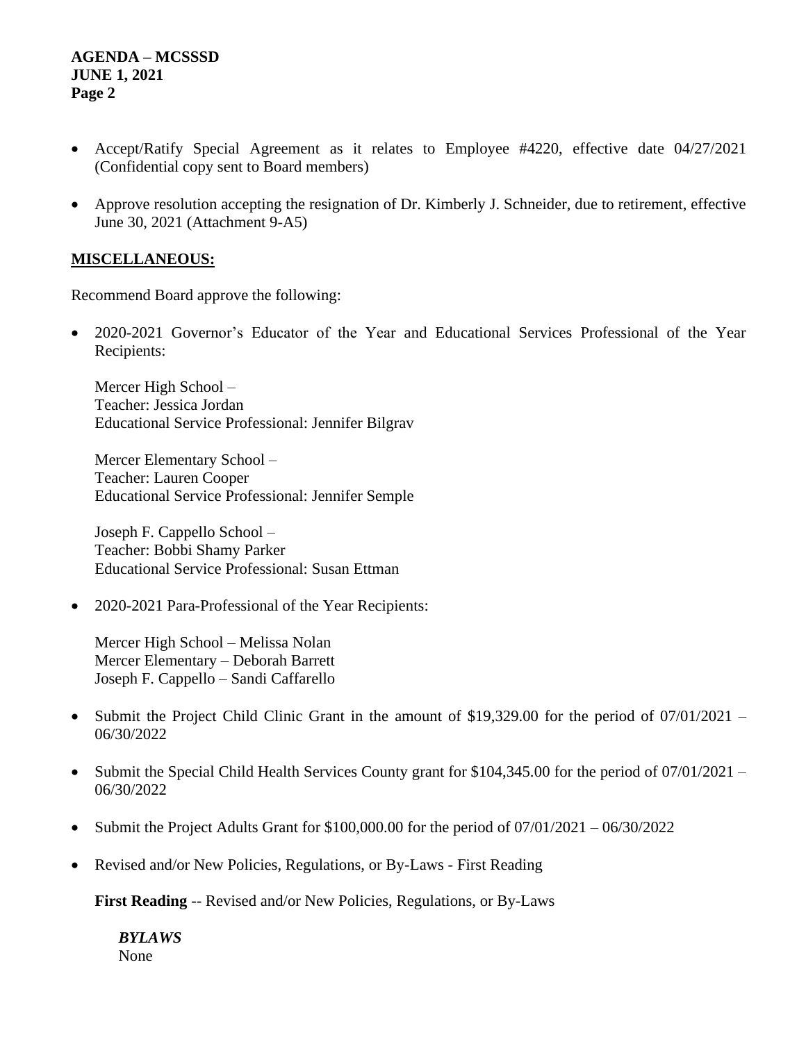- Accept/Ratify Special Agreement as it relates to Employee #4220, effective date 04/27/2021 (Confidential copy sent to Board members)

- Approve resolution accepting the resignation of Dr. Kimberly J. Schneider, due to retirement, effective June 30, 2021 (Attachment 9-A5)

**MISCELLANEOUS:**

Recommend Board approve the following:

- 2020-2021 Governor's Educator of the Year and Educational Services Professional of the Year Recipients:

  Mercer High School –
  Teacher: Jessica Jordan
  Educational Service Professional: Jennifer Bilgrav

  Mercer Elementary School –
  Teacher: Lauren Cooper
  Educational Service Professional: Jennifer Semple

  Joseph F. Cappello School –
  Teacher: Bobbi Shamy Parker
  Educational Service Professional: Susan Ettman

- 2020-2021 Para-Professional of the Year Recipients:

  Mercer High School – Melissa Nolan
  Mercer Elementary – Deborah Barrett
  Joseph F. Cappello – Sandi Caffarello

- Submit the Project Child Clinic Grant in the amount of $19,329.00 for the period of 07/01/2021 – 06/30/2022

- Submit the Special Child Health Services County grant for $104,345.00 for the period of 07/01/2021 – 06/30/2022

- Submit the Project Adults Grant for $100,000.00 for the period of 07/01/2021 – 06/30/2022

- Revised and/or New Policies, Regulations, or By-Laws - First Reading

  **First Reading** -- Revised and/or New Policies, Regulations, or By-Laws

  ***BYLAWS***
  None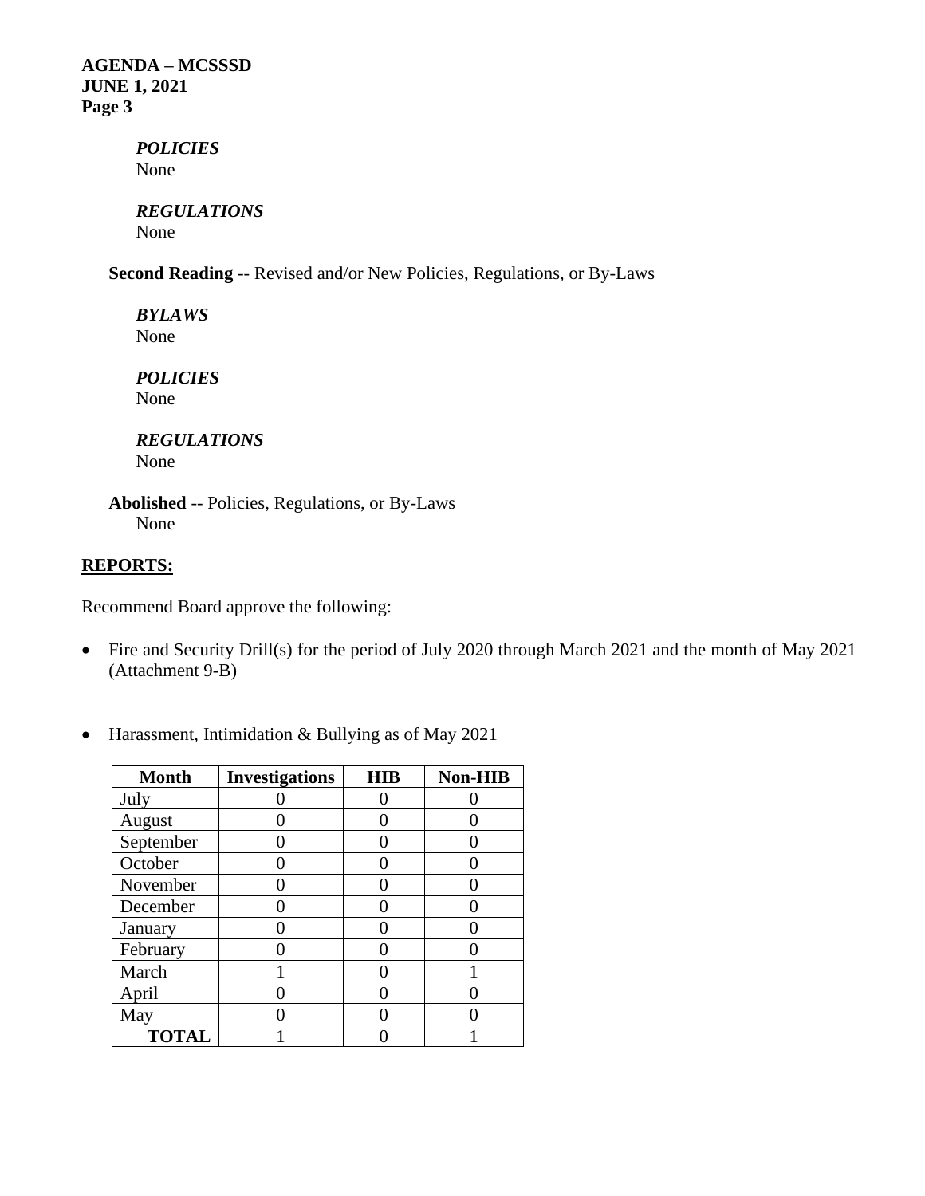*POLICIES*
None

*REGULATIONS*
None

**Second Reading** -- Revised and/or New Policies, Regulations, or By-Laws

*BYLAWS*
None

*POLICIES*
None

*REGULATIONS*
None

**Abolished** -- Policies, Regulations, or By-Laws
None

**REPORTS:**

Recommend Board approve the following:

- Fire and Security Drill(s) for the period of July 2020 through March 2021 and the month of May 2021 (Attachment 9-B)

- Harassment, Intimidation & Bullying as of May 2021

| Month | Investigations | HIB | Non-HIB |
|---|---|---|---|
| July | 0 | 0 | 0 |
| August | 0 | 0 | 0 |
| September | 0 | 0 | 0 |
| October | 0 | 0 | 0 |
| November | 0 | 0 | 0 |
| December | 0 | 0 | 0 |
| January | 0 | 0 | 0 |
| February | 0 | 0 | 0 |
| March | 1 | 0 | 1 |
| April | 0 | 0 | 0 |
| May | 0 | 0 | 0 |
| **TOTAL** | 1 | 0 | 1 |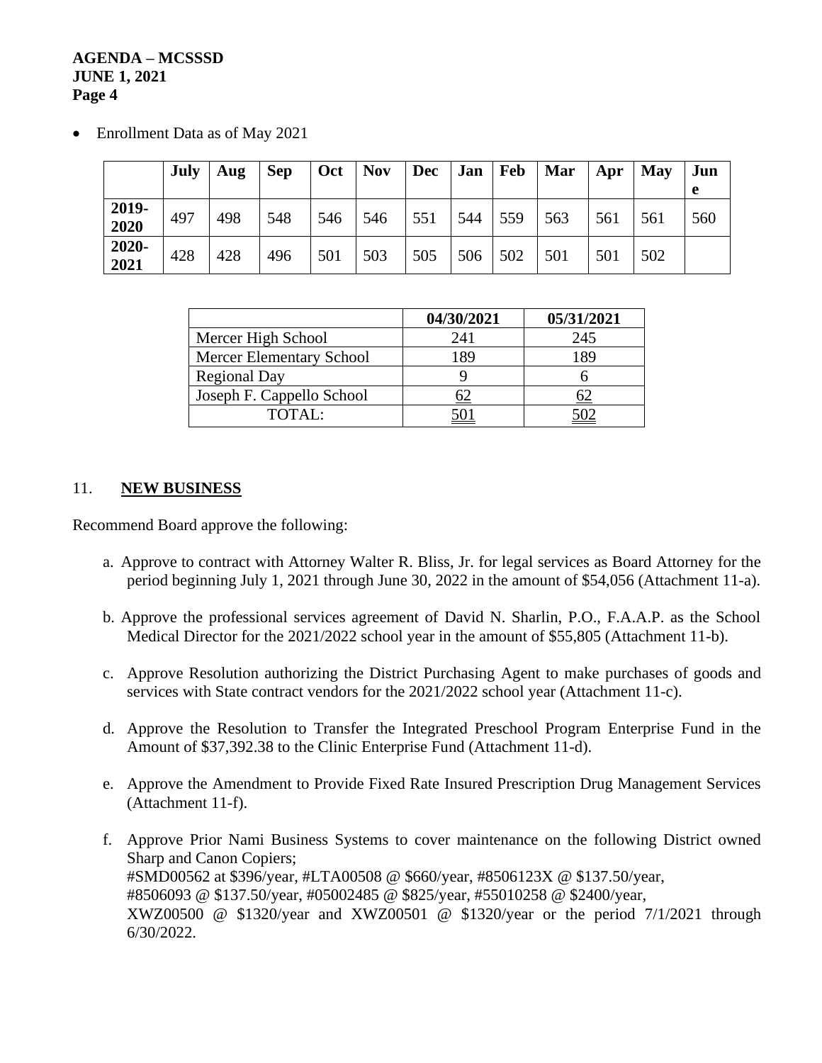- Enrollment Data as of May 2021

| | July | Aug | Sep | Oct | Nov | Dec | Jan | Feb | Mar | Apr | May | June |
|---|---|---|---|---|---|---|---|---|---|---|---|---|
| **2019-2020** | 497 | 498 | 548 | 546 | 546 | 551 | 544 | 559 | 563 | 561 | 561 | 560 |
| **2020-2021** | 428 | 428 | 496 | 501 | 503 | 505 | 506 | 502 | 501 | 501 | 502 | |

| | 04/30/2021 | 05/31/2021 |
|---|---|---|
| Mercer High School | 241 | 245 |
| Mercer Elementary School | 189 | 189 |
| Regional Day | 9 | 6 |
| Joseph F. Cappello School | 62 | 62 |
| TOTAL: | 501 | 502 |

11. **NEW BUSINESS**

Recommend Board approve the following:

a. Approve to contract with Attorney Walter R. Bliss, Jr. for legal services as Board Attorney for the period beginning July 1, 2021 through June 30, 2022 in the amount of $54,056 (Attachment 11-a).

b. Approve the professional services agreement of David N. Sharlin, P.O., F.A.A.P. as the School Medical Director for the 2021/2022 school year in the amount of $55,805 (Attachment 11-b).

c. Approve Resolution authorizing the District Purchasing Agent to make purchases of goods and services with State contract vendors for the 2021/2022 school year (Attachment 11-c).

d. Approve the Resolution to Transfer the Integrated Preschool Program Enterprise Fund in the Amount of $37,392.38 to the Clinic Enterprise Fund (Attachment 11-d).

e. Approve the Amendment to Provide Fixed Rate Insured Prescription Drug Management Services (Attachment 11-f).

f. Approve Prior Nami Business Systems to cover maintenance on the following District owned Sharp and Canon Copiers;
#SMD00562 at $396/year, #LTA00508 @ $660/year, #8506123X @ $137.50/year,
#8506093 @ $137.50/year, #05002485 @ $825/year, #55010258 @ $2400/year,
XWZ00500 @ $1320/year and XWZ00501 @ $1320/year or the period 7/1/2021 through 6/30/2022.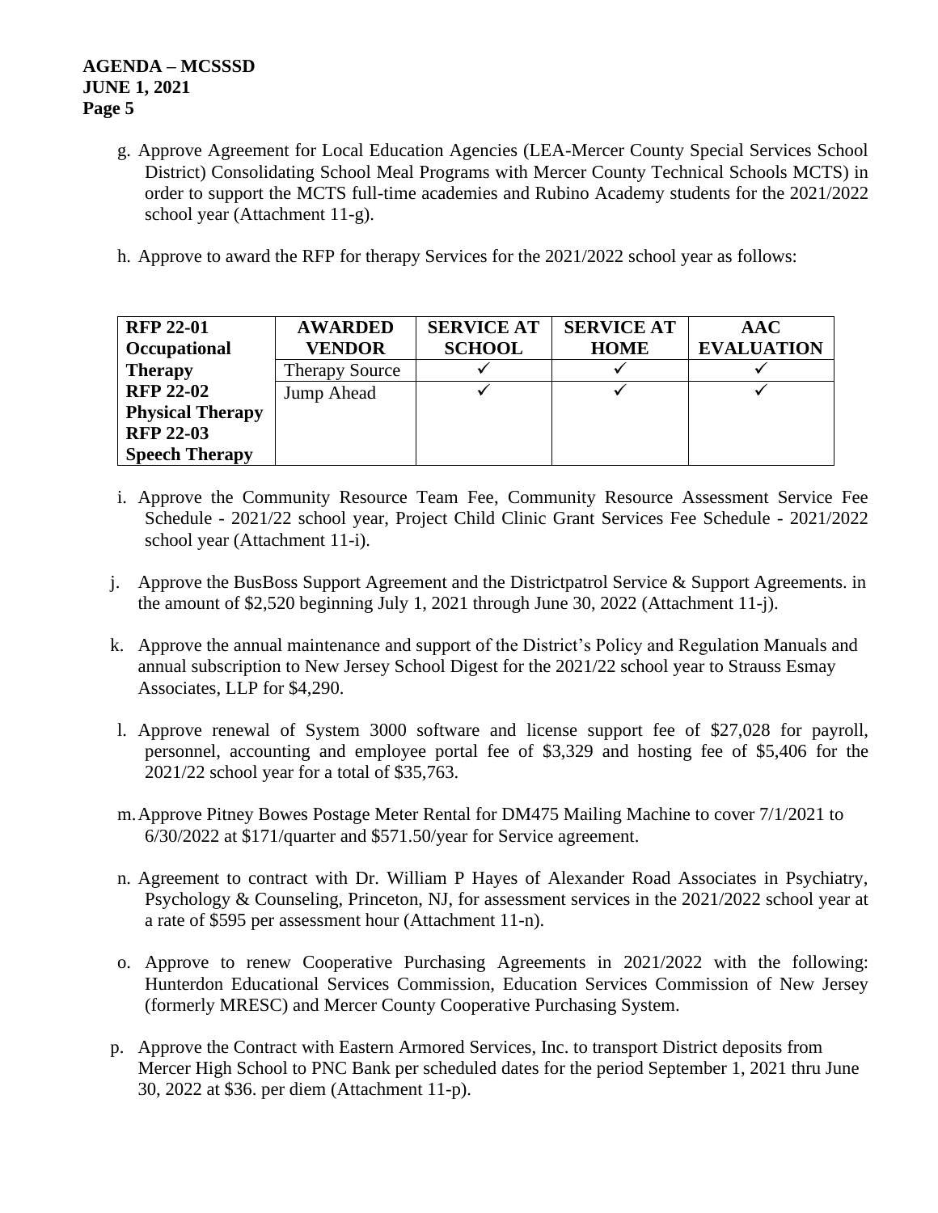g. Approve Agreement for Local Education Agencies (LEA-Mercer County Special Services School District) Consolidating School Meal Programs with Mercer County Technical Schools MCTS) in order to support the MCTS full-time academies and Rubino Academy students for the 2021/2022 school year (Attachment 11-g).

h. Approve to award the RFP for therapy Services for the 2021/2022 school year as follows:

| **RFP 22-01 Occupational Therapy RFP 22-02 Physical Therapy RFP 22-03 Speech Therapy** | **AWARDED VENDOR** | **SERVICE AT SCHOOL** | **SERVICE AT HOME** | **AAC EVALUATION** |
|---|---|---|---|---|
| | Therapy Source | ✓ | ✓ | ✓ |
| | Jump Ahead | ✓ | ✓ | ✓ |

i. Approve the Community Resource Team Fee, Community Resource Assessment Service Fee Schedule - 2021/22 school year, Project Child Clinic Grant Services Fee Schedule - 2021/2022 school year (Attachment 11-i).

j. Approve the BusBoss Support Agreement and the Districtpatrol Service & Support Agreements. in the amount of $2,520 beginning July 1, 2021 through June 30, 2022 (Attachment 11-j).

k. Approve the annual maintenance and support of the District's Policy and Regulation Manuals and annual subscription to New Jersey School Digest for the 2021/22 school year to Strauss Esmay Associates, LLP for $4,290.

l. Approve renewal of System 3000 software and license support fee of $27,028 for payroll, personnel, accounting and employee portal fee of $3,329 and hosting fee of $5,406 for the 2021/22 school year for a total of $35,763.

m. Approve Pitney Bowes Postage Meter Rental for DM475 Mailing Machine to cover 7/1/2021 to 6/30/2022 at $171/quarter and $571.50/year for Service agreement.

n. Agreement to contract with Dr. William P Hayes of Alexander Road Associates in Psychiatry, Psychology & Counseling, Princeton, NJ, for assessment services in the 2021/2022 school year at a rate of $595 per assessment hour (Attachment 11-n).

o. Approve to renew Cooperative Purchasing Agreements in 2021/2022 with the following: Hunterdon Educational Services Commission, Education Services Commission of New Jersey (formerly MRESC) and Mercer County Cooperative Purchasing System.

p. Approve the Contract with Eastern Armored Services, Inc. to transport District deposits from Mercer High School to PNC Bank per scheduled dates for the period September 1, 2021 thru June 30, 2022 at $36. per diem (Attachment 11-p).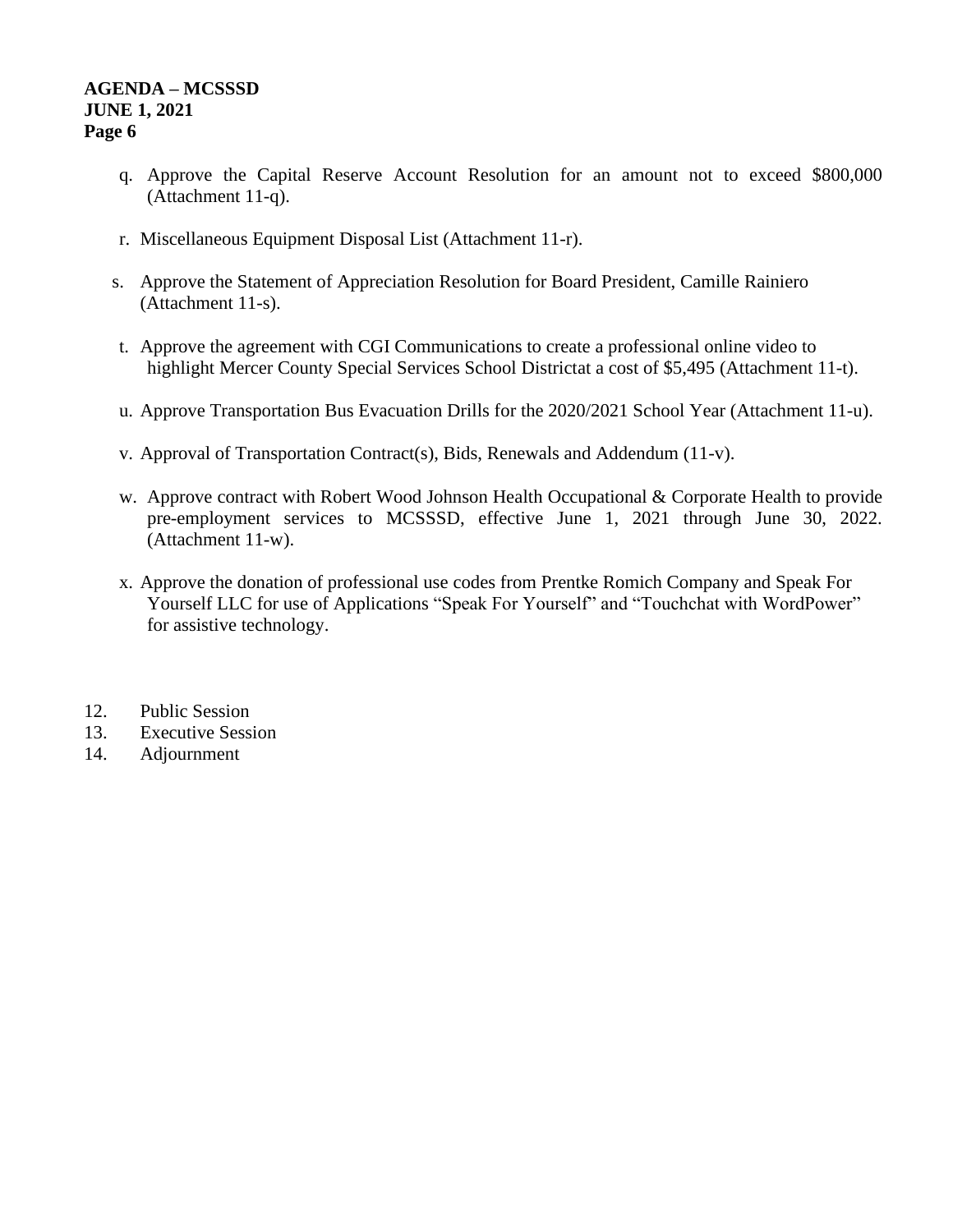q. Approve the Capital Reserve Account Resolution for an amount not to exceed $800,000 (Attachment 11-q).

r. Miscellaneous Equipment Disposal List (Attachment 11-r).

s. Approve the Statement of Appreciation Resolution for Board President, Camille Rainiero (Attachment 11-s).

t. Approve the agreement with CGI Communications to create a professional online video to highlight Mercer County Special Services School Districtat a cost of $5,495 (Attachment 11-t).

u. Approve Transportation Bus Evacuation Drills for the 2020/2021 School Year (Attachment 11-u).

v. Approval of Transportation Contract(s), Bids, Renewals and Addendum (11-v).

w. Approve contract with Robert Wood Johnson Health Occupational & Corporate Health to provide pre-employment services to MCSSSD, effective June 1, 2021 through June 30, 2022. (Attachment 11-w).

x. Approve the donation of professional use codes from Prentke Romich Company and Speak For Yourself LLC for use of Applications "Speak For Yourself" and "Touchchat with WordPower" for assistive technology.

12. Public Session
13. Executive Session
14. Adjournment